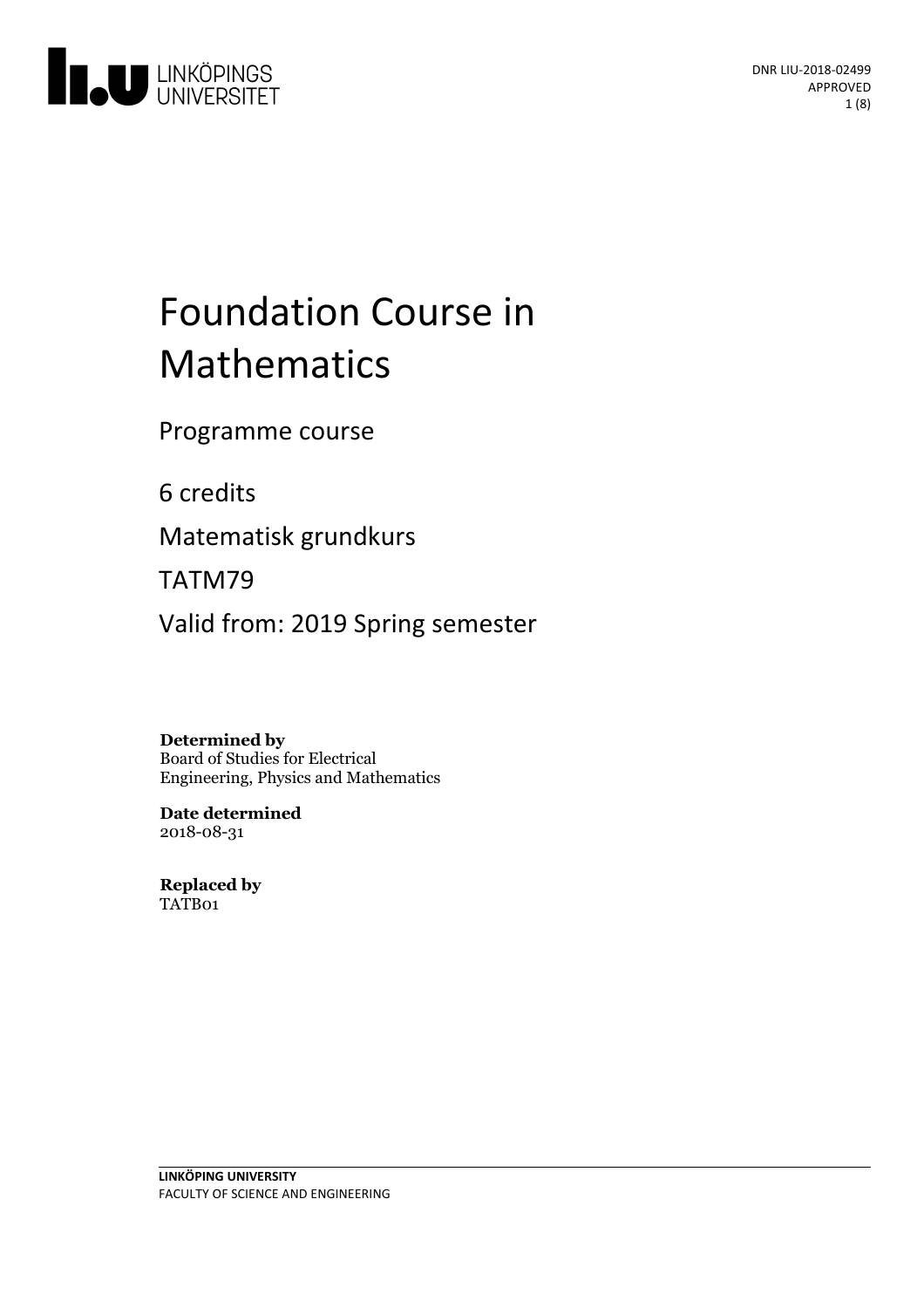LINKÖPINGS UNIVERSITET

DNR LIU-2018-02499
APPROVED

# Foundation Course in Mathematics

Programme course

6 credits

Matematisk grundkurs

TATM79

Valid from: 2019 Spring semester

**Determined by**
Board of Studies for Electrical Engineering, Physics and Mathematics

**Date determined**
2018-08-31

**Replaced by**
TATB01

**LINKÖPING UNIVERSITY**
FACULTY OF SCIENCE AND ENGINEERING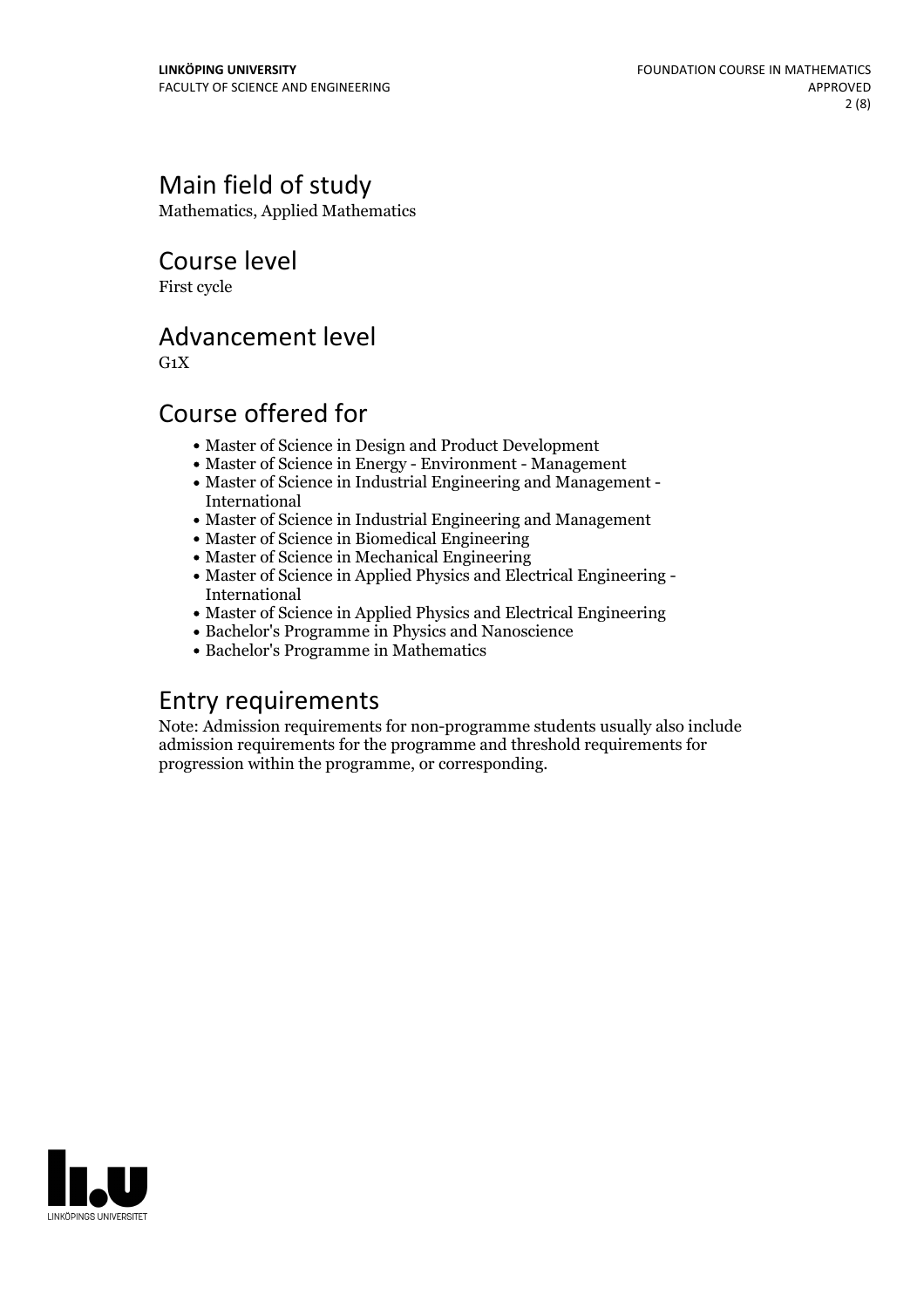## Main field of study

Mathematics, Applied Mathematics

## Course level

First cycle

## Advancement level

G1X

## Course offered for

- Master of Science in Design and Product Development
- Master of Science in Energy - Environment - Management
- Master of Science in Industrial Engineering and Management - International
- Master of Science in Industrial Engineering and Management
- Master of Science in Biomedical Engineering
- Master of Science in Mechanical Engineering
- Master of Science in Applied Physics and Electrical Engineering - International
- Master of Science in Applied Physics and Electrical Engineering
- Bachelor's Programme in Physics and Nanoscience
- Bachelor's Programme in Mathematics

## Entry requirements

Note: Admission requirements for non-programme students usually also include admission requirements for the programme and threshold requirements for progression within the programme, or corresponding.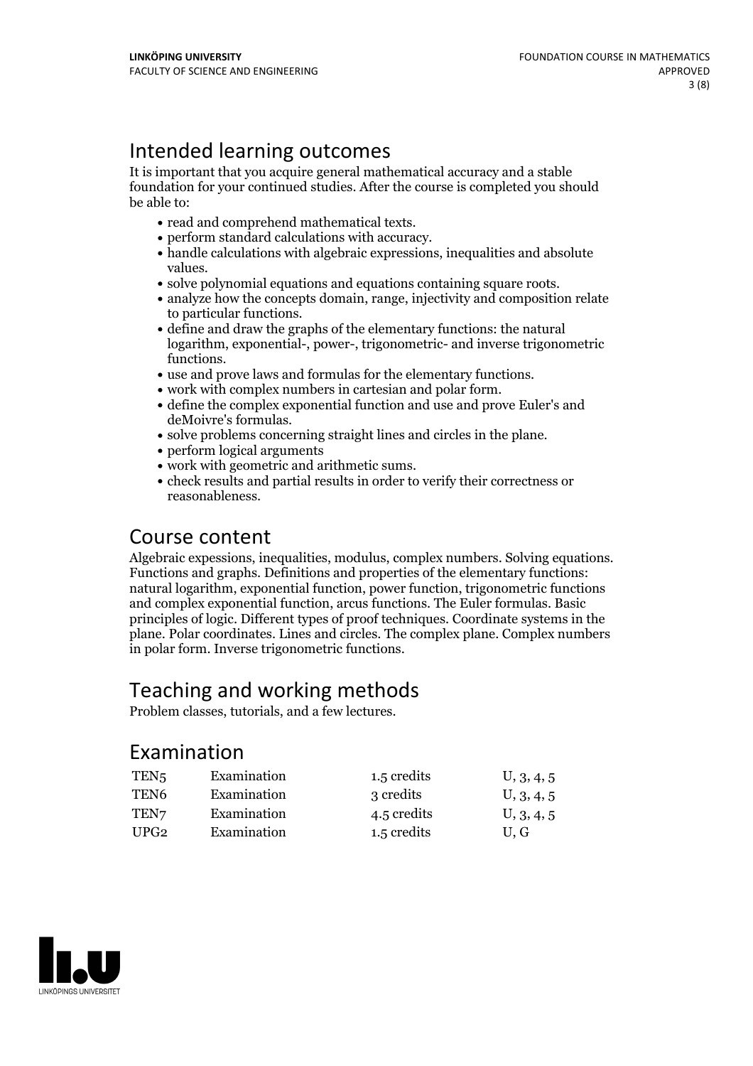## Intended learning outcomes

It is important that you acquire general mathematical accuracy and a stable foundation for your continued studies. After the course is completed you should be able to:

- read and comprehend mathematical texts.
- perform standard calculations with accuracy.
- handle calculations with algebraic expressions, inequalities and absolute values.
- solve polynomial equations and equations containing square roots.
- analyze how the concepts domain, range, injectivity and composition relate to particular functions.
- define and draw the graphs of the elementary functions: the natural logarithm, exponential-, power-, trigonometric- and inverse trigonometric functions.
- use and prove laws and formulas for the elementary functions.
- work with complex numbers in cartesian and polar form.
- define the complex exponential function and use and prove Euler's and deMoivre's formulas.
- solve problems concerning straight lines and circles in the plane.
- perform logical arguments
- work with geometric and arithmetic sums.
- check results and partial results in order to verify their correctness or reasonableness.

## Course content

Algebraic expessions, inequalities, modulus, complex numbers. Solving equations. Functions and graphs. Definitions and properties of the elementary functions: natural logarithm, exponential function, power function, trigonometric functions and complex exponential function, arcus functions. The Euler formulas. Basic principles of logic. Different types of proof techniques. Coordinate systems in the plane. Polar coordinates. Lines and circles. The complex plane. Complex numbers in polar form. Inverse trigonometric functions.

## Teaching and working methods

Problem classes, tutorials, and a few lectures.

## Examination

| | | | |
|---|---|---|---|
| TEN5 | Examination | 1.5 credits | U, 3, 4, 5 |
| TEN6 | Examination | 3 credits | U, 3, 4, 5 |
| TEN7 | Examination | 4.5 credits | U, 3, 4, 5 |
| UPG2 | Examination | 1.5 credits | U, G |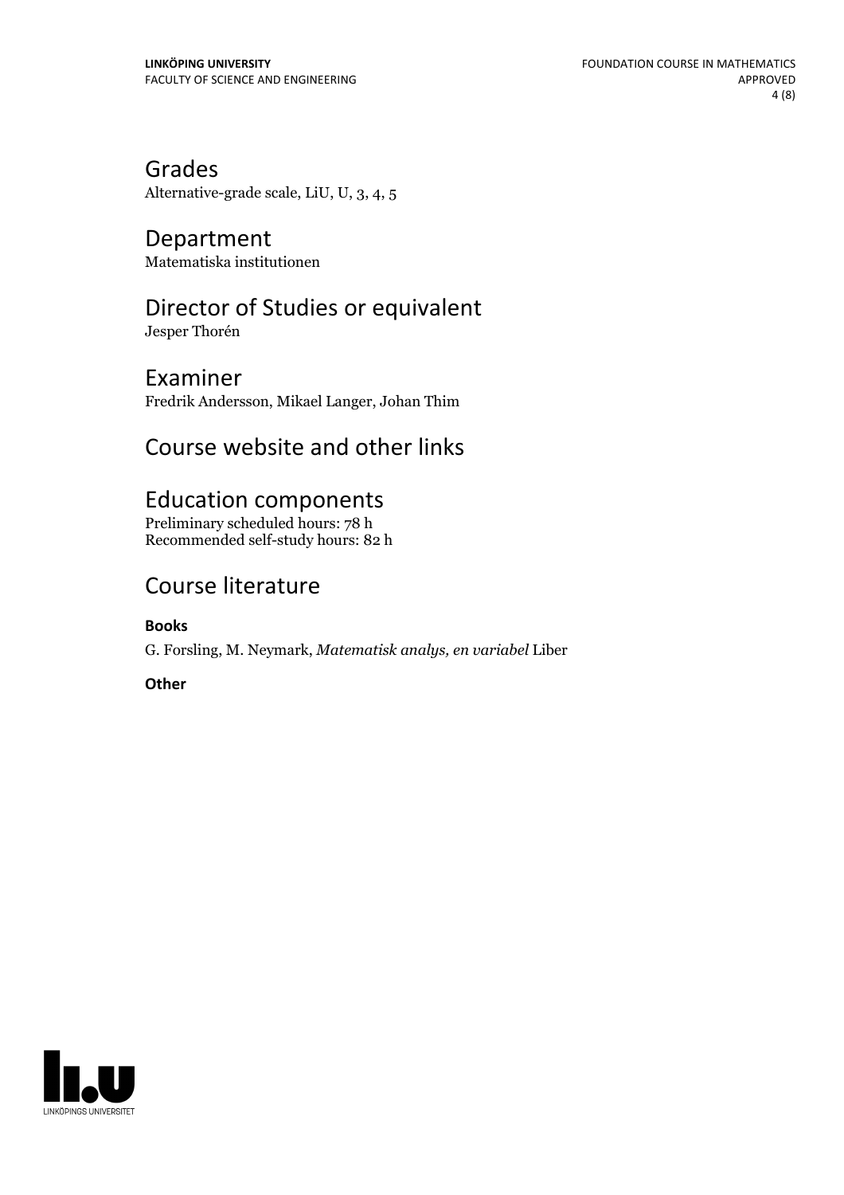## Grades

Alternative-grade scale, LiU, U, 3, 4, 5

## Department

Matematiska institutionen

## Director of Studies or equivalent

Jesper Thorén

## Examiner

Fredrik Andersson, Mikael Langer, Johan Thim

## Course website and other links

## Education components

Preliminary scheduled hours: 78 h
Recommended self-study hours: 82 h

## Course literature

**Books**

G. Forsling, M. Neymark, *Matematisk analys, en variabel* Liber

**Other**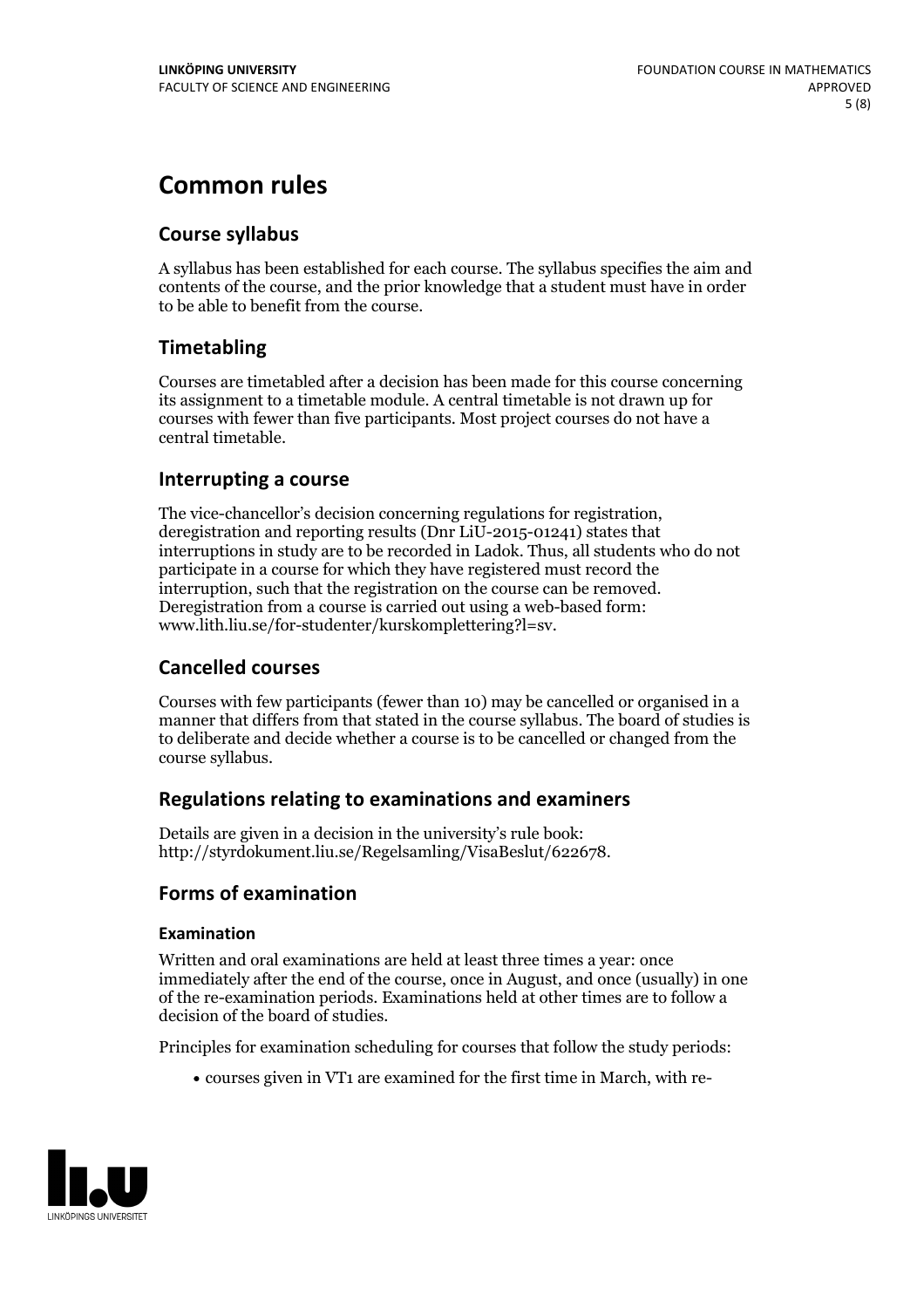# Common rules

## Course syllabus

A syllabus has been established for each course. The syllabus specifies the aim and contents of the course, and the prior knowledge that a student must have in order to be able to benefit from the course.

## Timetabling

Courses are timetabled after a decision has been made for this course concerning its assignment to a timetable module. A central timetable is not drawn up for courses with fewer than five participants. Most project courses do not have a central timetable.

## Interrupting a course

The vice-chancellor's decision concerning regulations for registration, deregistration and reporting results (Dnr LiU-2015-01241) states that interruptions in study are to be recorded in Ladok. Thus, all students who do not participate in a course for which they have registered must record the interruption, such that the registration on the course can be removed. Deregistration from a course is carried out using a web-based form: www.lith.liu.se/for-studenter/kurskomplettering?l=sv.

## Cancelled courses

Courses with few participants (fewer than 10) may be cancelled or organised in a manner that differs from that stated in the course syllabus. The board of studies is to deliberate and decide whether a course is to be cancelled or changed from the course syllabus.

## Regulations relating to examinations and examiners

Details are given in a decision in the university's rule book: http://styrdokument.liu.se/Regelsamling/VisaBeslut/622678.

## Forms of examination

### Examination

Written and oral examinations are held at least three times a year: once immediately after the end of the course, once in August, and once (usually) in one of the re-examination periods. Examinations held at other times are to follow a decision of the board of studies.

Principles for examination scheduling for courses that follow the study periods:

- courses given in VT1 are examined for the first time in March, with re-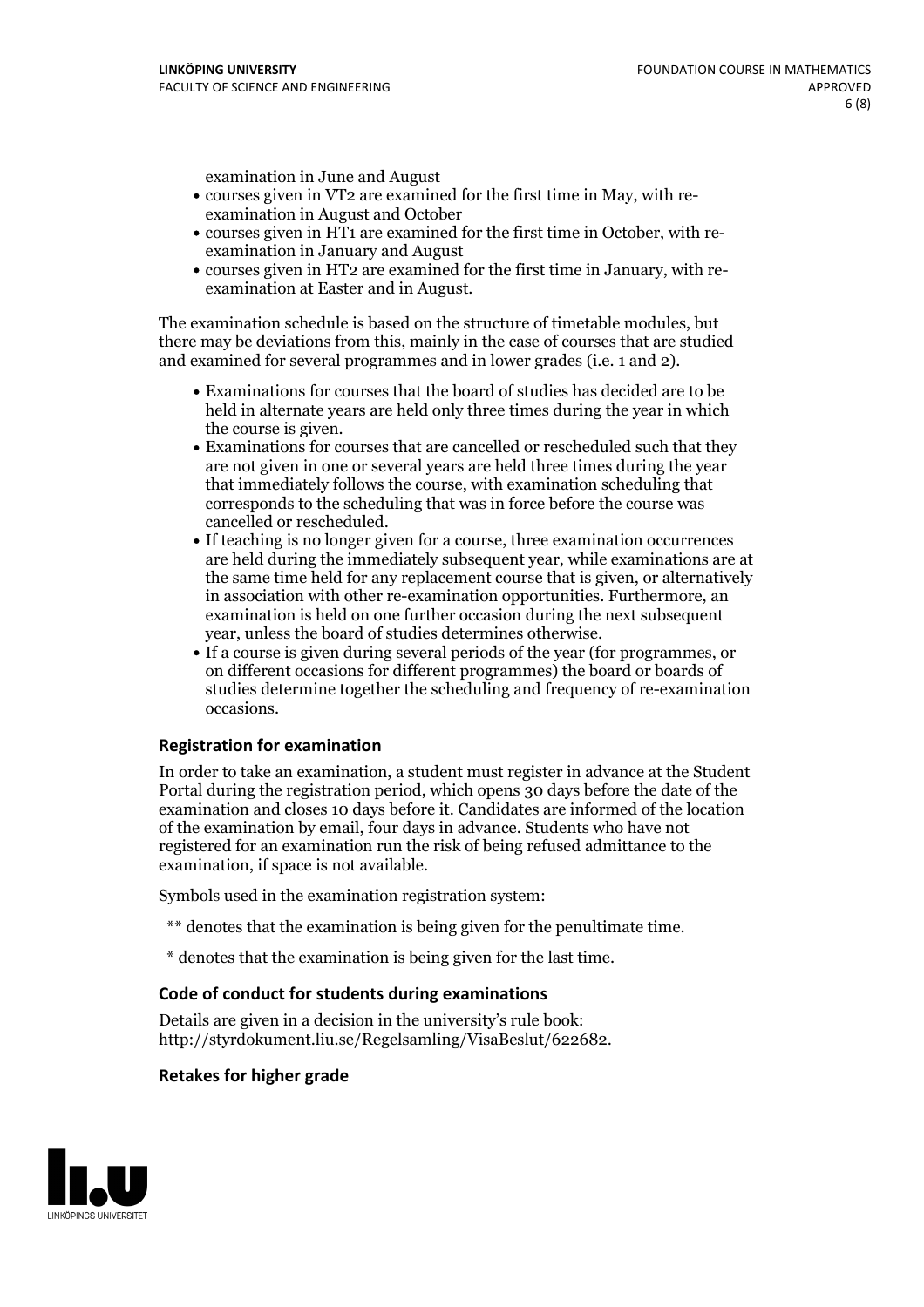examination in June and August

- courses given in VT2 are examined for the first time in May, with re-examination in August and October
- courses given in HT1 are examined for the first time in October, with re-examination in January and August
- courses given in HT2 are examined for the first time in January, with re-examination at Easter and in August.

The examination schedule is based on the structure of timetable modules, but there may be deviations from this, mainly in the case of courses that are studied and examined for several programmes and in lower grades (i.e. 1 and 2).

- Examinations for courses that the board of studies has decided are to be held in alternate years are held only three times during the year in which the course is given.
- Examinations for courses that are cancelled or rescheduled such that they are not given in one or several years are held three times during the year that immediately follows the course, with examination scheduling that corresponds to the scheduling that was in force before the course was cancelled or rescheduled.
- If teaching is no longer given for a course, three examination occurrences are held during the immediately subsequent year, while examinations are at the same time held for any replacement course that is given, or alternatively in association with other re-examination opportunities. Furthermore, an examination is held on one further occasion during the next subsequent year, unless the board of studies determines otherwise.
- If a course is given during several periods of the year (for programmes, or on different occasions for different programmes) the board or boards of studies determine together the scheduling and frequency of re-examination occasions.

### Registration for examination

In order to take an examination, a student must register in advance at the Student Portal during the registration period, which opens 30 days before the date of the examination and closes 10 days before it. Candidates are informed of the location of the examination by email, four days in advance. Students who have not registered for an examination run the risk of being refused admittance to the examination, if space is not available.

Symbols used in the examination registration system:

** denotes that the examination is being given for the penultimate time.

* denotes that the examination is being given for the last time.

### Code of conduct for students during examinations

Details are given in a decision in the university's rule book: http://styrdokument.liu.se/Regelsamling/VisaBeslut/622682.

### Retakes for higher grade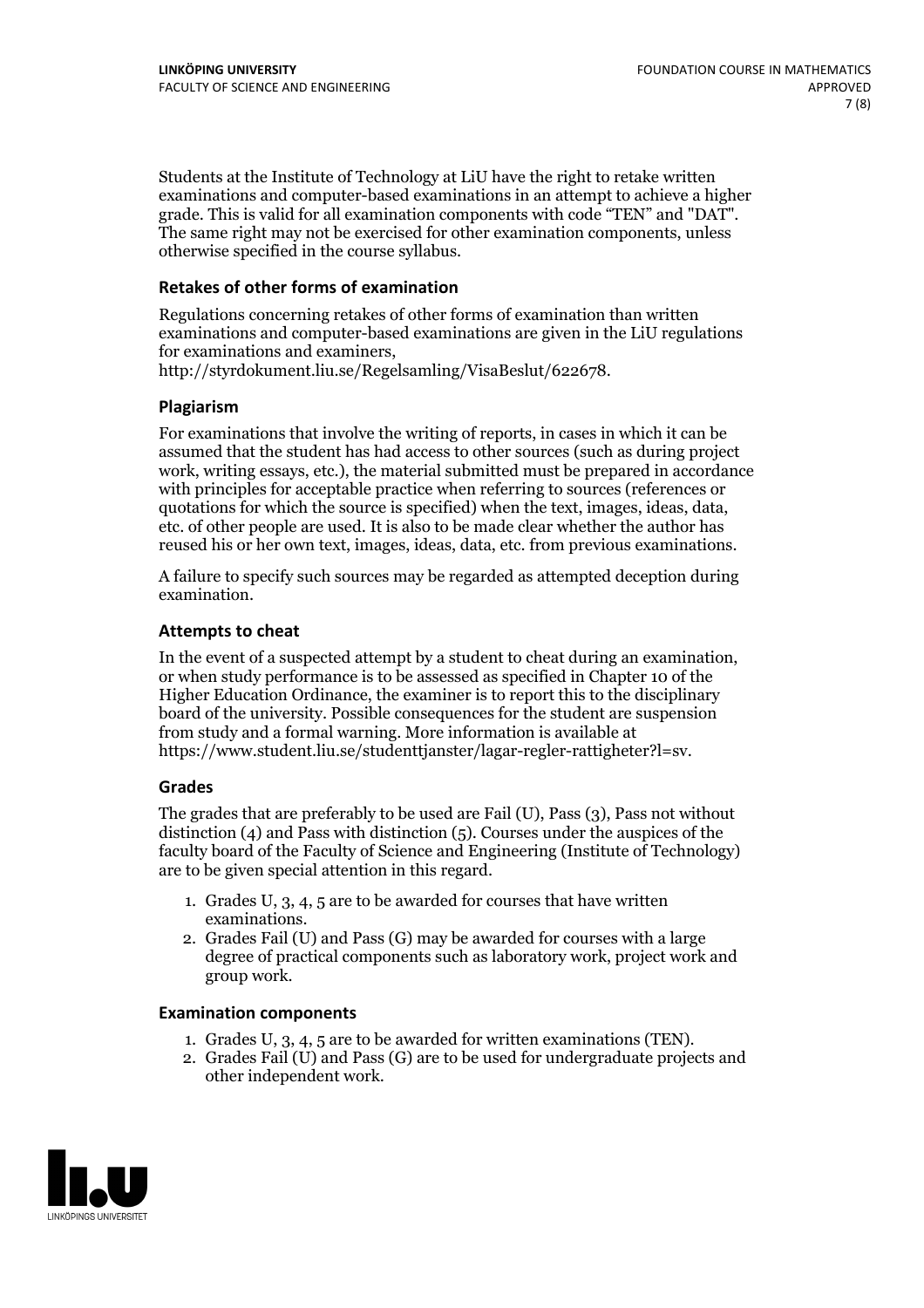Students at the Institute of Technology at LiU have the right to retake written examinations and computer-based examinations in an attempt to achieve a higher grade. This is valid for all examination components with code "TEN" and "DAT". The same right may not be exercised for other examination components, unless otherwise specified in the course syllabus.

### Retakes of other forms of examination

Regulations concerning retakes of other forms of examination than written examinations and computer-based examinations are given in the LiU regulations for examinations and examiners, http://styrdokument.liu.se/Regelsamling/VisaBeslut/622678.

### Plagiarism

For examinations that involve the writing of reports, in cases in which it can be assumed that the student has had access to other sources (such as during project work, writing essays, etc.), the material submitted must be prepared in accordance with principles for acceptable practice when referring to sources (references or quotations for which the source is specified) when the text, images, ideas, data, etc. of other people are used. It is also to be made clear whether the author has reused his or her own text, images, ideas, data, etc. from previous examinations.

A failure to specify such sources may be regarded as attempted deception during examination.

### Attempts to cheat

In the event of a suspected attempt by a student to cheat during an examination, or when study performance is to be assessed as specified in Chapter 10 of the Higher Education Ordinance, the examiner is to report this to the disciplinary board of the university. Possible consequences for the student are suspension from study and a formal warning. More information is available at https://www.student.liu.se/studenttjanster/lagar-regler-rattigheter?l=sv.

### Grades

The grades that are preferably to be used are Fail (U), Pass (3), Pass not without distinction (4) and Pass with distinction (5). Courses under the auspices of the faculty board of the Faculty of Science and Engineering (Institute of Technology) are to be given special attention in this regard.

1. Grades U, 3, 4, 5 are to be awarded for courses that have written examinations.
2. Grades Fail (U) and Pass (G) may be awarded for courses with a large degree of practical components such as laboratory work, project work and group work.

### Examination components

1. Grades U, 3, 4, 5 are to be awarded for written examinations (TEN).
2. Grades Fail (U) and Pass (G) are to be used for undergraduate projects and other independent work.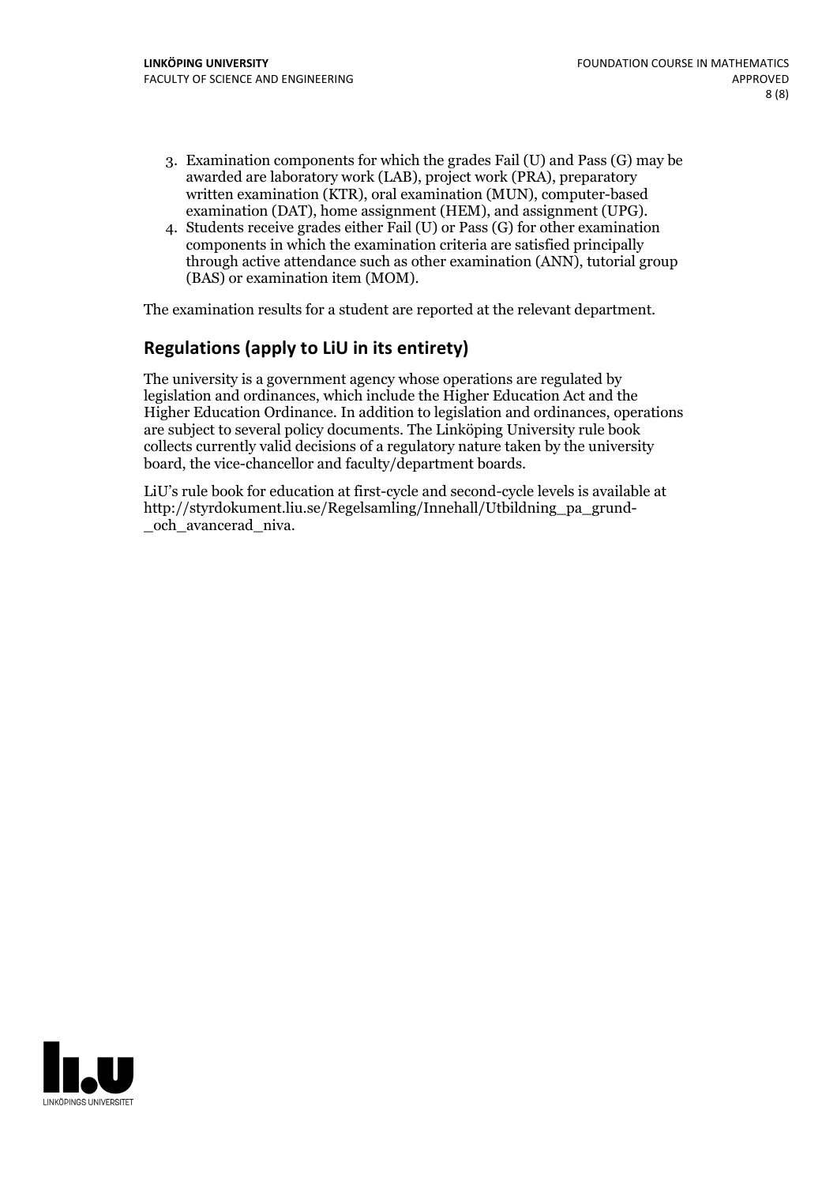3. Examination components for which the grades Fail (U) and Pass (G) may be awarded are laboratory work (LAB), project work (PRA), preparatory written examination (KTR), oral examination (MUN), computer-based examination (DAT), home assignment (HEM), and assignment (UPG).
4. Students receive grades either Fail (U) or Pass (G) for other examination components in which the examination criteria are satisfied principally through active attendance such as other examination (ANN), tutorial group (BAS) or examination item (MOM).

The examination results for a student are reported at the relevant department.

## Regulations (apply to LiU in its entirety)

The university is a government agency whose operations are regulated by legislation and ordinances, which include the Higher Education Act and the Higher Education Ordinance. In addition to legislation and ordinances, operations are subject to several policy documents. The Linköping University rule book collects currently valid decisions of a regulatory nature taken by the university board, the vice-chancellor and faculty/department boards.

LiU's rule book for education at first-cycle and second-cycle levels is available at http://styrdokument.liu.se/Regelsamling/Innehall/Utbildning_pa_grund-_och_avancerad_niva.